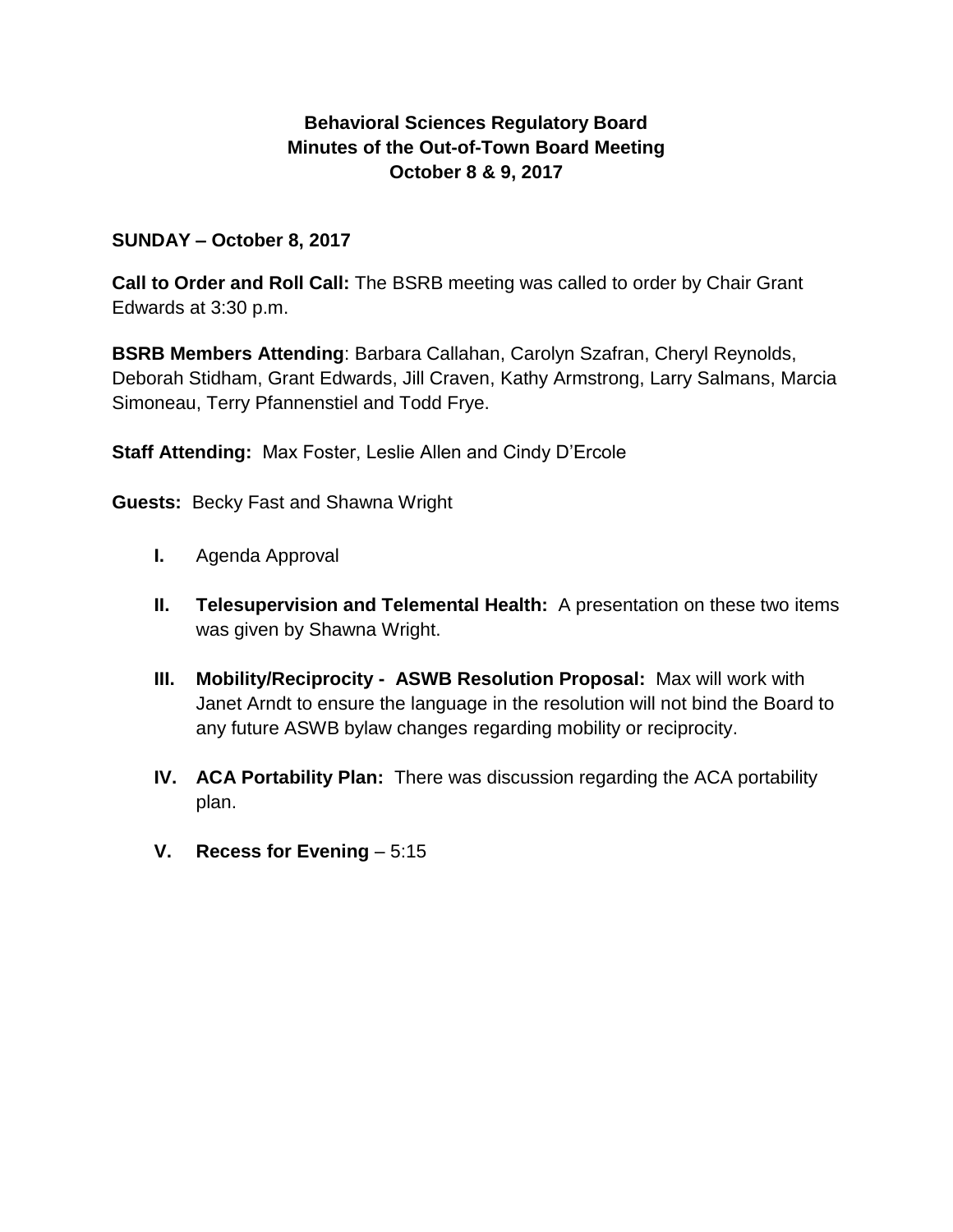# Behavioral Sciences Regulatory Board
## Minutes of the Out-of-Town Board Meeting
## October 8 & 9, 2017

**SUNDAY – October 8, 2017**

**Call to Order and Roll Call:** The BSRB meeting was called to order by Chair Grant Edwards at 3:30 p.m.

**BSRB Members Attending**: Barbara Callahan, Carolyn Szafran, Cheryl Reynolds, Deborah Stidham, Grant Edwards, Jill Craven, Kathy Armstrong, Larry Salmans, Marcia Simoneau, Terry Pfannenstiel and Todd Frye.

**Staff Attending:** Max Foster, Leslie Allen and Cindy D'Ercole

**Guests:** Becky Fast and Shawna Wright

- **I.** Agenda Approval
- **II.** **Telesupervision and Telemental Health:** A presentation on these two items was given by Shawna Wright.
- **III.** **Mobility/Reciprocity - ASWB Resolution Proposal:** Max will work with Janet Arndt to ensure the language in the resolution will not bind the Board to any future ASWB bylaw changes regarding mobility or reciprocity.
- **IV.** **ACA Portability Plan:** There was discussion regarding the ACA portability plan.
- **V.** **Recess for Evening** – 5:15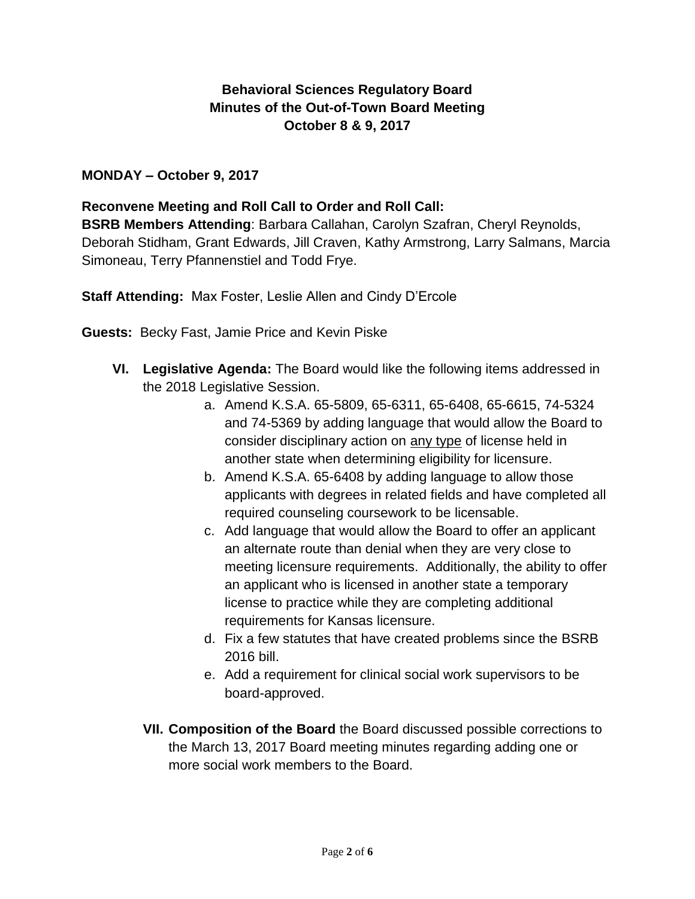**Behavioral Sciences Regulatory Board**
**Minutes of the Out-of-Town Board Meeting**
**October 8 & 9, 2017**

**MONDAY – October 9, 2017**

**Reconvene Meeting and Roll Call to Order and Roll Call:**
**BSRB Members Attending**: Barbara Callahan, Carolyn Szafran, Cheryl Reynolds, Deborah Stidham, Grant Edwards, Jill Craven, Kathy Armstrong, Larry Salmans, Marcia Simoneau, Terry Pfannenstiel and Todd Frye.

**Staff Attending:** Max Foster, Leslie Allen and Cindy D'Ercole

**Guests:** Becky Fast, Jamie Price and Kevin Piske

**VI. Legislative Agenda:** The Board would like the following items addressed in the 2018 Legislative Session.

a. Amend K.S.A. 65-5809, 65-6311, 65-6408, 65-6615, 74-5324 and 74-5369 by adding language that would allow the Board to consider disciplinary action on <u>any type</u> of license held in another state when determining eligibility for licensure.
b. Amend K.S.A. 65-6408 by adding language to allow those applicants with degrees in related fields and have completed all required counseling coursework to be licensable.
c. Add language that would allow the Board to offer an applicant an alternate route than denial when they are very close to meeting licensure requirements. Additionally, the ability to offer an applicant who is licensed in another state a temporary license to practice while they are completing additional requirements for Kansas licensure.
d. Fix a few statutes that have created problems since the BSRB 2016 bill.
e. Add a requirement for clinical social work supervisors to be board-approved.

**VII. Composition of the Board** the Board discussed possible corrections to the March 13, 2017 Board meeting minutes regarding adding one or more social work members to the Board.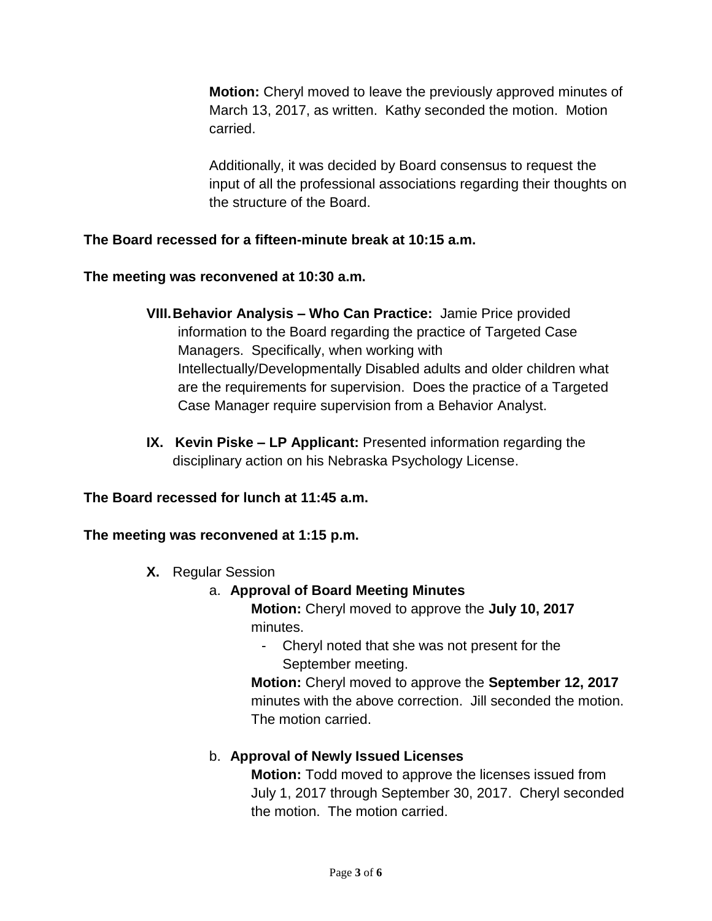**Motion:** Cheryl moved to leave the previously approved minutes of March 13, 2017, as written. Kathy seconded the motion. Motion carried.

Additionally, it was decided by Board consensus to request the input of all the professional associations regarding their thoughts on the structure of the Board.

**The Board recessed for a fifteen-minute break at 10:15 a.m.**

**The meeting was reconvened at 10:30 a.m.**

**VIII. Behavior Analysis – Who Can Practice:** Jamie Price provided information to the Board regarding the practice of Targeted Case Managers. Specifically, when working with Intellectually/Developmentally Disabled adults and older children what are the requirements for supervision. Does the practice of a Targeted Case Manager require supervision from a Behavior Analyst.

**IX. Kevin Piske – LP Applicant:** Presented information regarding the disciplinary action on his Nebraska Psychology License.

**The Board recessed for lunch at 11:45 a.m.**

**The meeting was reconvened at 1:15 p.m.**

**X.** Regular Session

a. **Approval of Board Meeting Minutes**

**Motion:** Cheryl moved to approve the **July 10, 2017** minutes.

- Cheryl noted that she was not present for the September meeting.

**Motion:** Cheryl moved to approve the **September 12, 2017** minutes with the above correction. Jill seconded the motion. The motion carried.

b. **Approval of Newly Issued Licenses**

**Motion:** Todd moved to approve the licenses issued from July 1, 2017 through September 30, 2017. Cheryl seconded the motion. The motion carried.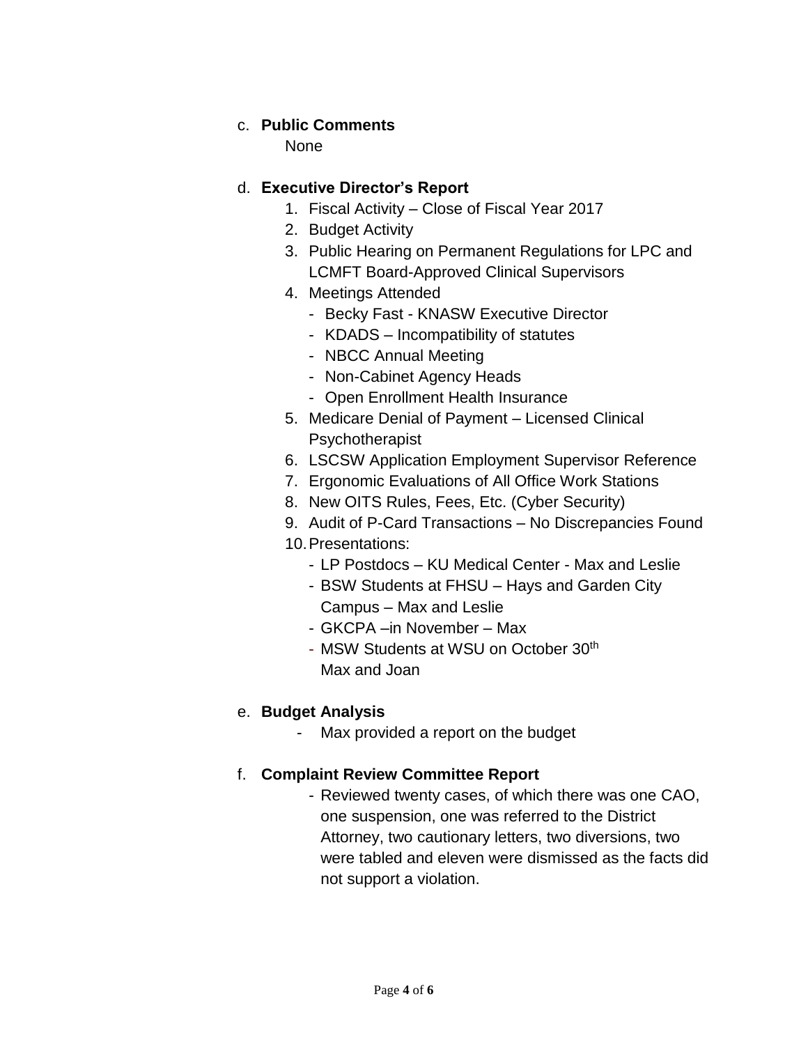c. **Public Comments**

   None

d. **Executive Director's Report**

   1. Fiscal Activity – Close of Fiscal Year 2017
   2. Budget Activity
   3. Public Hearing on Permanent Regulations for LPC and LCMFT Board-Approved Clinical Supervisors
   4. Meetings Attended
      - Becky Fast - KNASW Executive Director
      - KDADS – Incompatibility of statutes
      - NBCC Annual Meeting
      - Non-Cabinet Agency Heads
      - Open Enrollment Health Insurance
   5. Medicare Denial of Payment – Licensed Clinical Psychotherapist
   6. LSCSW Application Employment Supervisor Reference
   7. Ergonomic Evaluations of All Office Work Stations
   8. New OITS Rules, Fees, Etc. (Cyber Security)
   9. Audit of P-Card Transactions – No Discrepancies Found
   10. Presentations:
      - LP Postdocs – KU Medical Center - Max and Leslie
      - BSW Students at FHSU – Hays and Garden City Campus – Max and Leslie
      - GKCPA –in November – Max
      - MSW Students at WSU on October 30th Max and Joan

e. **Budget Analysis**

   - Max provided a report on the budget

f. **Complaint Review Committee Report**

   - Reviewed twenty cases, of which there was one CAO, one suspension, one was referred to the District Attorney, two cautionary letters, two diversions, two were tabled and eleven were dismissed as the facts did not support a violation.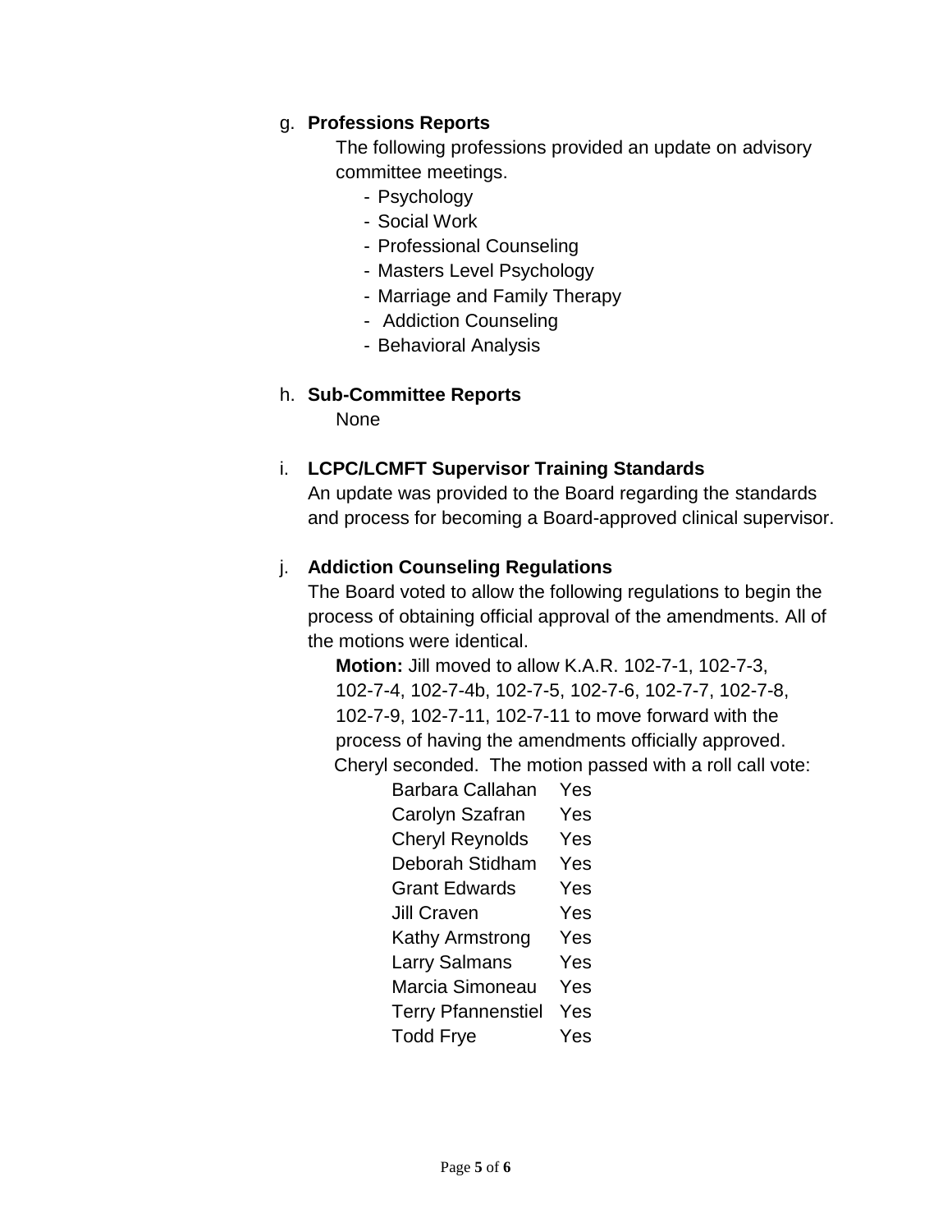g. **Professions Reports**

The following professions provided an update on advisory committee meetings.

- Psychology
- Social Work
- Professional Counseling
- Masters Level Psychology
- Marriage and Family Therapy
- Addiction Counseling
- Behavioral Analysis

h. **Sub-Committee Reports**

None

i. **LCPC/LCMFT Supervisor Training Standards**

An update was provided to the Board regarding the standards and process for becoming a Board-approved clinical supervisor.

j. **Addiction Counseling Regulations**

The Board voted to allow the following regulations to begin the process of obtaining official approval of the amendments. All of the motions were identical.

**Motion:** Jill moved to allow K.A.R. 102-7-1, 102-7-3, 102-7-4, 102-7-4b, 102-7-5, 102-7-6, 102-7-7, 102-7-8, 102-7-9, 102-7-11, 102-7-11 to move forward with the process of having the amendments officially approved. Cheryl seconded. The motion passed with a roll call vote:

| | |
|---|---|
| Barbara Callahan | Yes |
| Carolyn Szafran | Yes |
| Cheryl Reynolds | Yes |
| Deborah Stidham | Yes |
| Grant Edwards | Yes |
| Jill Craven | Yes |
| Kathy Armstrong | Yes |
| Larry Salmans | Yes |
| Marcia Simoneau | Yes |
| Terry Pfannenstiel | Yes |
| Todd Frye | Yes |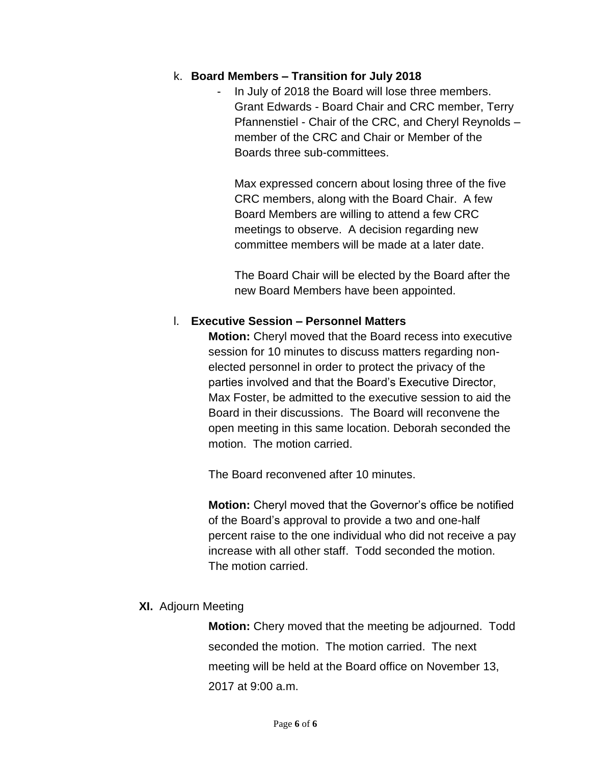k. **Board Members – Transition for July 2018**

- In July of 2018 the Board will lose three members. Grant Edwards - Board Chair and CRC member, Terry Pfannenstiel - Chair of the CRC, and Cheryl Reynolds – member of the CRC and Chair or Member of the Boards three sub-committees.

  Max expressed concern about losing three of the five CRC members, along with the Board Chair. A few Board Members are willing to attend a few CRC meetings to observe. A decision regarding new committee members will be made at a later date.

  The Board Chair will be elected by the Board after the new Board Members have been appointed.

l. **Executive Session – Personnel Matters**

**Motion:** Cheryl moved that the Board recess into executive session for 10 minutes to discuss matters regarding non-elected personnel in order to protect the privacy of the parties involved and that the Board's Executive Director, Max Foster, be admitted to the executive session to aid the Board in their discussions. The Board will reconvene the open meeting in this same location. Deborah seconded the motion. The motion carried.

The Board reconvened after 10 minutes.

**Motion:** Cheryl moved that the Governor's office be notified of the Board's approval to provide a two and one-half percent raise to the one individual who did not receive a pay increase with all other staff. Todd seconded the motion. The motion carried.

**XI.** Adjourn Meeting

**Motion:** Chery moved that the meeting be adjourned. Todd seconded the motion. The motion carried. The next meeting will be held at the Board office on November 13, 2017 at 9:00 a.m.